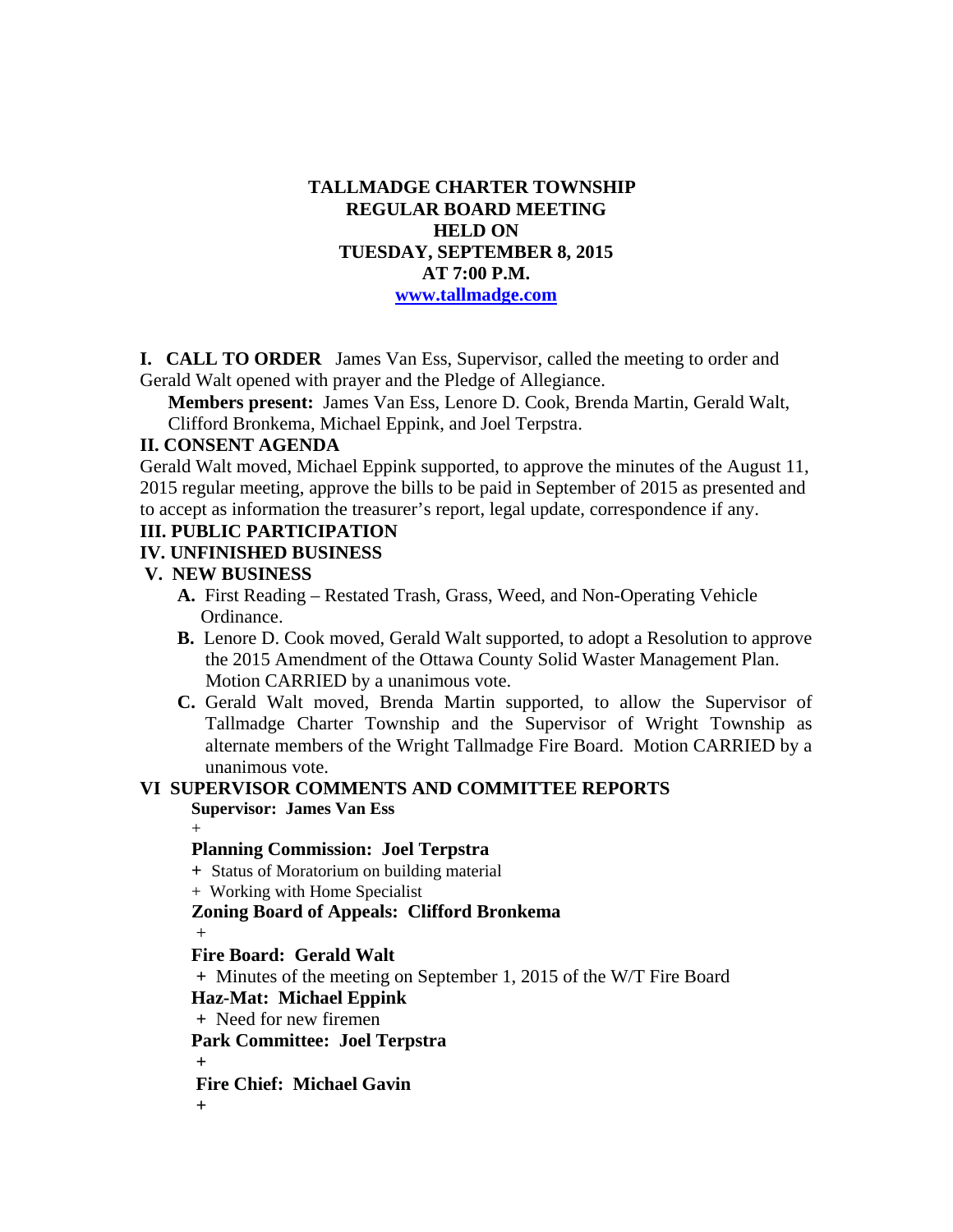**TALLMADGE CHARTER TOWNSHIP**
**REGULAR BOARD MEETING**
**HELD ON**
**TUESDAY, SEPTEMBER 8, 2015**
**AT 7:00 P.M.**
**www.tallmadge.com**

**I. CALL TO ORDER** James Van Ess, Supervisor, called the meeting to order and Gerald Walt opened with prayer and the Pledge of Allegiance.

**Members present:** James Van Ess, Lenore D. Cook, Brenda Martin, Gerald Walt, Clifford Bronkema, Michael Eppink, and Joel Terpstra.

**II. CONSENT AGENDA**

Gerald Walt moved, Michael Eppink supported, to approve the minutes of the August 11, 2015 regular meeting, approve the bills to be paid in September of 2015 as presented and to accept as information the treasurer's report, legal update, correspondence if any.

**III. PUBLIC PARTICIPATION**

**IV. UNFINISHED BUSINESS**

**V. NEW BUSINESS**

**A.** First Reading – Restated Trash, Grass, Weed, and Non-Operating Vehicle Ordinance.

**B.** Lenore D. Cook moved, Gerald Walt supported, to adopt a Resolution to approve the 2015 Amendment of the Ottawa County Solid Waster Management Plan. Motion CARRIED by a unanimous vote.

**C.** Gerald Walt moved, Brenda Martin supported, to allow the Supervisor of Tallmadge Charter Township and the Supervisor of Wright Township as alternate members of the Wright Tallmadge Fire Board. Motion CARRIED by a unanimous vote.

**VI SUPERVISOR COMMENTS AND COMMITTEE REPORTS**

**Supervisor: James Van Ess**

+

**Planning Commission: Joel Terpstra**

+ Status of Moratorium on building material

+ Working with Home Specialist

**Zoning Board of Appeals: Clifford Bronkema**

+

**Fire Board: Gerald Walt**

+ Minutes of the meeting on September 1, 2015 of the W/T Fire Board

**Haz-Mat: Michael Eppink**

+ Need for new firemen

**Park Committee: Joel Terpstra**

+

**Fire Chief: Michael Gavin**

+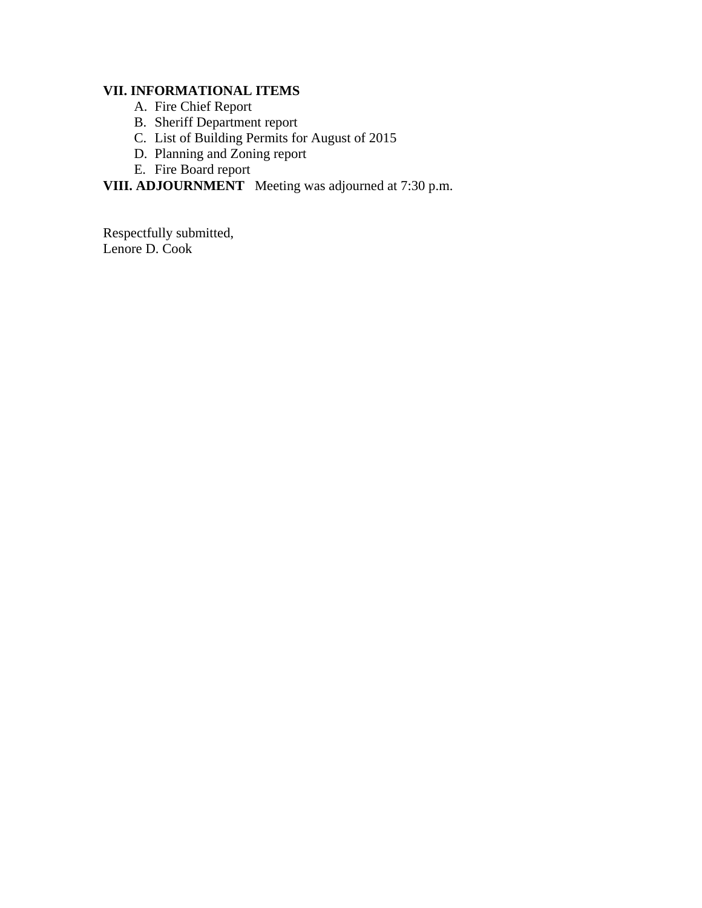**VII. INFORMATIONAL ITEMS**

A. Fire Chief Report
B. Sheriff Department report
C. List of Building Permits for August of 2015
D. Planning and Zoning report
E. Fire Board report

**VIII. ADJOURNMENT** Meeting was adjourned at 7:30 p.m.

Respectfully submitted,
Lenore D. Cook